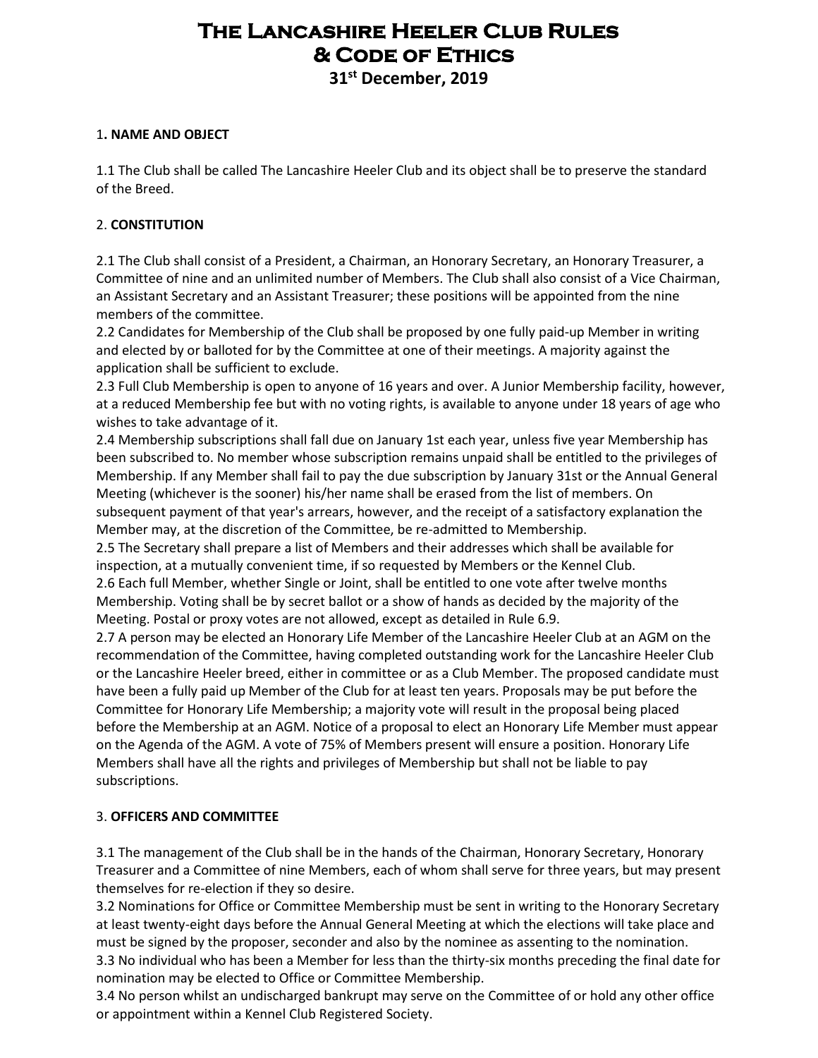# The Lancashire Heeler Club Rules & Code of Ethics

**31st December, 2019**

## 1. NAME AND OBJECT

1.1 The Club shall be called The Lancashire Heeler Club and its object shall be to preserve the standard of the Breed.

## 2. CONSTITUTION

2.1 The Club shall consist of a President, a Chairman, an Honorary Secretary, an Honorary Treasurer, a Committee of nine and an unlimited number of Members. The Club shall also consist of a Vice Chairman, an Assistant Secretary and an Assistant Treasurer; these positions will be appointed from the nine members of the committee.

2.2 Candidates for Membership of the Club shall be proposed by one fully paid-up Member in writing and elected by or balloted for by the Committee at one of their meetings. A majority against the application shall be sufficient to exclude.

2.3 Full Club Membership is open to anyone of 16 years and over. A Junior Membership facility, however, at a reduced Membership fee but with no voting rights, is available to anyone under 18 years of age who wishes to take advantage of it.

2.4 Membership subscriptions shall fall due on January 1st each year, unless five year Membership has been subscribed to. No member whose subscription remains unpaid shall be entitled to the privileges of Membership. If any Member shall fail to pay the due subscription by January 31st or the Annual General Meeting (whichever is the sooner) his/her name shall be erased from the list of members. On subsequent payment of that year's arrears, however, and the receipt of a satisfactory explanation the Member may, at the discretion of the Committee, be re-admitted to Membership.

2.5 The Secretary shall prepare a list of Members and their addresses which shall be available for inspection, at a mutually convenient time, if so requested by Members or the Kennel Club.

2.6 Each full Member, whether Single or Joint, shall be entitled to one vote after twelve months Membership. Voting shall be by secret ballot or a show of hands as decided by the majority of the Meeting. Postal or proxy votes are not allowed, except as detailed in Rule 6.9.

2.7 A person may be elected an Honorary Life Member of the Lancashire Heeler Club at an AGM on the recommendation of the Committee, having completed outstanding work for the Lancashire Heeler Club or the Lancashire Heeler breed, either in committee or as a Club Member. The proposed candidate must have been a fully paid up Member of the Club for at least ten years. Proposals may be put before the Committee for Honorary Life Membership; a majority vote will result in the proposal being placed before the Membership at an AGM. Notice of a proposal to elect an Honorary Life Member must appear on the Agenda of the AGM. A vote of 75% of Members present will ensure a position. Honorary Life Members shall have all the rights and privileges of Membership but shall not be liable to pay subscriptions.

## 3. OFFICERS AND COMMITTEE

3.1 The management of the Club shall be in the hands of the Chairman, Honorary Secretary, Honorary Treasurer and a Committee of nine Members, each of whom shall serve for three years, but may present themselves for re-election if they so desire.

3.2 Nominations for Office or Committee Membership must be sent in writing to the Honorary Secretary at least twenty-eight days before the Annual General Meeting at which the elections will take place and must be signed by the proposer, seconder and also by the nominee as assenting to the nomination.

3.3 No individual who has been a Member for less than the thirty-six months preceding the final date for nomination may be elected to Office or Committee Membership.

3.4 No person whilst an undischarged bankrupt may serve on the Committee of or hold any other office or appointment within a Kennel Club Registered Society.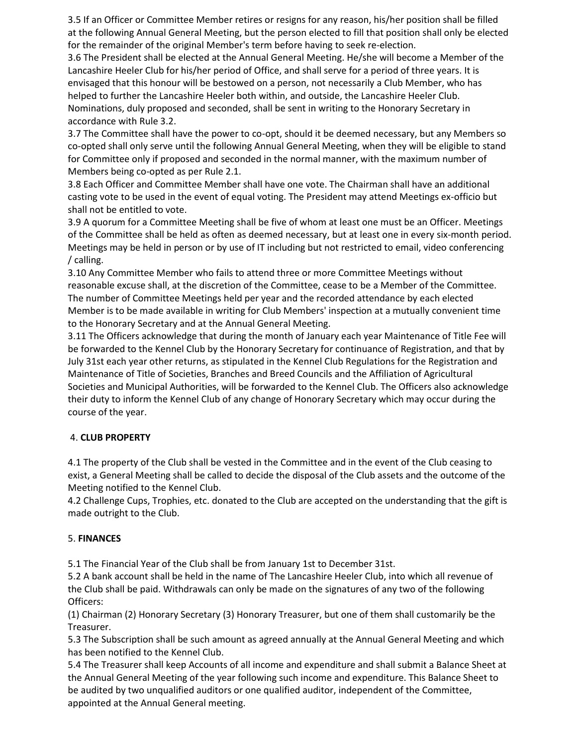3.5 If an Officer or Committee Member retires or resigns for any reason, his/her position shall be filled at the following Annual General Meeting, but the person elected to fill that position shall only be elected for the remainder of the original Member's term before having to seek re-election.
3.6 The President shall be elected at the Annual General Meeting. He/she will become a Member of the Lancashire Heeler Club for his/her period of Office, and shall serve for a period of three years. It is envisaged that this honour will be bestowed on a person, not necessarily a Club Member, who has helped to further the Lancashire Heeler both within, and outside, the Lancashire Heeler Club. Nominations, duly proposed and seconded, shall be sent in writing to the Honorary Secretary in accordance with Rule 3.2.
3.7 The Committee shall have the power to co-opt, should it be deemed necessary, but any Members so co-opted shall only serve until the following Annual General Meeting, when they will be eligible to stand for Committee only if proposed and seconded in the normal manner, with the maximum number of Members being co-opted as per Rule 2.1.
3.8 Each Officer and Committee Member shall have one vote. The Chairman shall have an additional casting vote to be used in the event of equal voting. The President may attend Meetings ex-officio but shall not be entitled to vote.
3.9 A quorum for a Committee Meeting shall be five of whom at least one must be an Officer. Meetings of the Committee shall be held as often as deemed necessary, but at least one in every six-month period. Meetings may be held in person or by use of IT including but not restricted to email, video conferencing / calling.
3.10 Any Committee Member who fails to attend three or more Committee Meetings without reasonable excuse shall, at the discretion of the Committee, cease to be a Member of the Committee. The number of Committee Meetings held per year and the recorded attendance by each elected Member is to be made available in writing for Club Members' inspection at a mutually convenient time to the Honorary Secretary and at the Annual General Meeting.
3.11 The Officers acknowledge that during the month of January each year Maintenance of Title Fee will be forwarded to the Kennel Club by the Honorary Secretary for continuance of Registration, and that by July 31st each year other returns, as stipulated in the Kennel Club Regulations for the Registration and Maintenance of Title of Societies, Branches and Breed Councils and the Affiliation of Agricultural Societies and Municipal Authorities, will be forwarded to the Kennel Club. The Officers also acknowledge their duty to inform the Kennel Club of any change of Honorary Secretary which may occur during the course of the year.

## 4. **CLUB PROPERTY**

4.1 The property of the Club shall be vested in the Committee and in the event of the Club ceasing to exist, a General Meeting shall be called to decide the disposal of the Club assets and the outcome of the Meeting notified to the Kennel Club.
4.2 Challenge Cups, Trophies, etc. donated to the Club are accepted on the understanding that the gift is made outright to the Club.

## 5. **FINANCES**

5.1 The Financial Year of the Club shall be from January 1st to December 31st.
5.2 A bank account shall be held in the name of The Lancashire Heeler Club, into which all revenue of the Club shall be paid. Withdrawals can only be made on the signatures of any two of the following Officers:
(1) Chairman (2) Honorary Secretary (3) Honorary Treasurer, but one of them shall customarily be the Treasurer.
5.3 The Subscription shall be such amount as agreed annually at the Annual General Meeting and which has been notified to the Kennel Club.
5.4 The Treasurer shall keep Accounts of all income and expenditure and shall submit a Balance Sheet at the Annual General Meeting of the year following such income and expenditure. This Balance Sheet to be audited by two unqualified auditors or one qualified auditor, independent of the Committee, appointed at the Annual General meeting.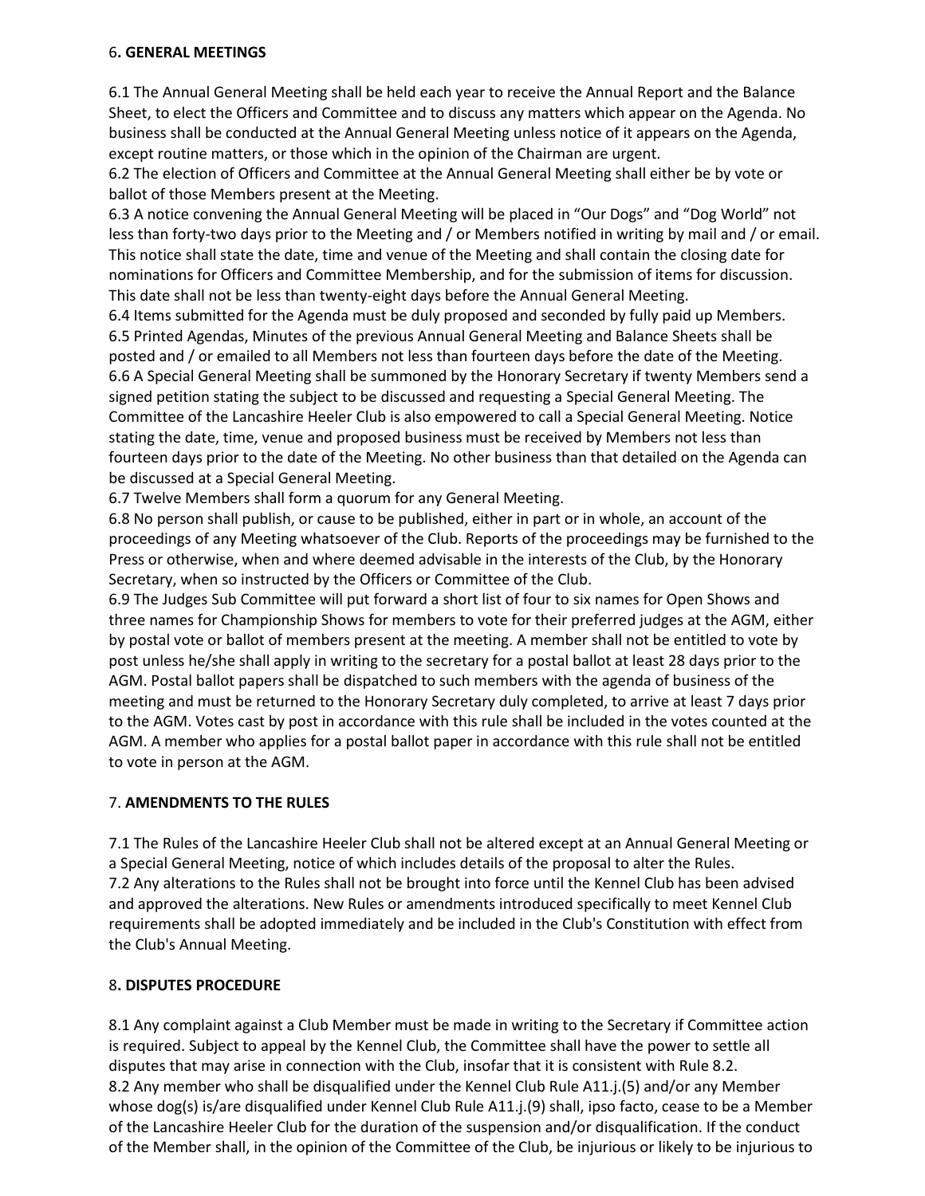## 6. GENERAL MEETINGS

6.1 The Annual General Meeting shall be held each year to receive the Annual Report and the Balance Sheet, to elect the Officers and Committee and to discuss any matters which appear on the Agenda. No business shall be conducted at the Annual General Meeting unless notice of it appears on the Agenda, except routine matters, or those which in the opinion of the Chairman are urgent.
6.2 The election of Officers and Committee at the Annual General Meeting shall either be by vote or ballot of those Members present at the Meeting.
6.3 A notice convening the Annual General Meeting will be placed in "Our Dogs" and "Dog World" not less than forty-two days prior to the Meeting and / or Members notified in writing by mail and / or email. This notice shall state the date, time and venue of the Meeting and shall contain the closing date for nominations for Officers and Committee Membership, and for the submission of items for discussion. This date shall not be less than twenty-eight days before the Annual General Meeting.
6.4 Items submitted for the Agenda must be duly proposed and seconded by fully paid up Members.
6.5 Printed Agendas, Minutes of the previous Annual General Meeting and Balance Sheets shall be posted and / or emailed to all Members not less than fourteen days before the date of the Meeting.
6.6 A Special General Meeting shall be summoned by the Honorary Secretary if twenty Members send a signed petition stating the subject to be discussed and requesting a Special General Meeting. The Committee of the Lancashire Heeler Club is also empowered to call a Special General Meeting. Notice stating the date, time, venue and proposed business must be received by Members not less than fourteen days prior to the date of the Meeting. No other business than that detailed on the Agenda can be discussed at a Special General Meeting.
6.7 Twelve Members shall form a quorum for any General Meeting.
6.8 No person shall publish, or cause to be published, either in part or in whole, an account of the proceedings of any Meeting whatsoever of the Club. Reports of the proceedings may be furnished to the Press or otherwise, when and where deemed advisable in the interests of the Club, by the Honorary Secretary, when so instructed by the Officers or Committee of the Club.
6.9 The Judges Sub Committee will put forward a short list of four to six names for Open Shows and three names for Championship Shows for members to vote for their preferred judges at the AGM, either by postal vote or ballot of members present at the meeting. A member shall not be entitled to vote by post unless he/she shall apply in writing to the secretary for a postal ballot at least 28 days prior to the AGM. Postal ballot papers shall be dispatched to such members with the agenda of business of the meeting and must be returned to the Honorary Secretary duly completed, to arrive at least 7 days prior to the AGM. Votes cast by post in accordance with this rule shall be included in the votes counted at the AGM. A member who applies for a postal ballot paper in accordance with this rule shall not be entitled to vote in person at the AGM.

## 7. AMENDMENTS TO THE RULES

7.1 The Rules of the Lancashire Heeler Club shall not be altered except at an Annual General Meeting or a Special General Meeting, notice of which includes details of the proposal to alter the Rules.
7.2 Any alterations to the Rules shall not be brought into force until the Kennel Club has been advised and approved the alterations. New Rules or amendments introduced specifically to meet Kennel Club requirements shall be adopted immediately and be included in the Club's Constitution with effect from the Club's Annual Meeting.

## 8. DISPUTES PROCEDURE

8.1 Any complaint against a Club Member must be made in writing to the Secretary if Committee action is required. Subject to appeal by the Kennel Club, the Committee shall have the power to settle all disputes that may arise in connection with the Club, insofar that it is consistent with Rule 8.2.
8.2 Any member who shall be disqualified under the Kennel Club Rule A11.j.(5) and/or any Member whose dog(s) is/are disqualified under Kennel Club Rule A11.j.(9) shall, ipso facto, cease to be a Member of the Lancashire Heeler Club for the duration of the suspension and/or disqualification. If the conduct of the Member shall, in the opinion of the Committee of the Club, be injurious or likely to be injurious to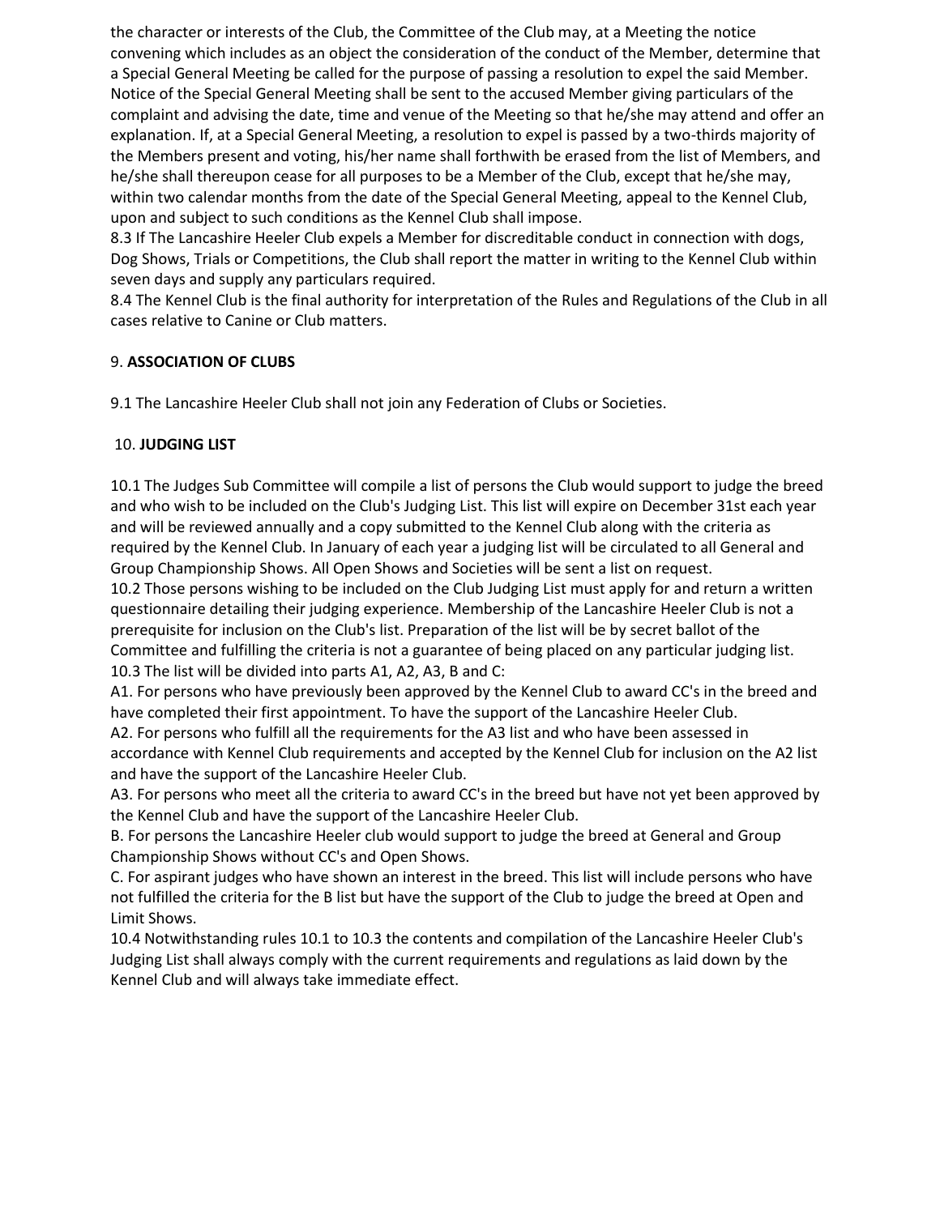the character or interests of the Club, the Committee of the Club may, at a Meeting the notice convening which includes as an object the consideration of the conduct of the Member, determine that a Special General Meeting be called for the purpose of passing a resolution to expel the said Member. Notice of the Special General Meeting shall be sent to the accused Member giving particulars of the complaint and advising the date, time and venue of the Meeting so that he/she may attend and offer an explanation. If, at a Special General Meeting, a resolution to expel is passed by a two-thirds majority of the Members present and voting, his/her name shall forthwith be erased from the list of Members, and he/she shall thereupon cease for all purposes to be a Member of the Club, except that he/she may, within two calendar months from the date of the Special General Meeting, appeal to the Kennel Club, upon and subject to such conditions as the Kennel Club shall impose.

8.3 If The Lancashire Heeler Club expels a Member for discreditable conduct in connection with dogs, Dog Shows, Trials or Competitions, the Club shall report the matter in writing to the Kennel Club within seven days and supply any particulars required.

8.4 The Kennel Club is the final authority for interpretation of the Rules and Regulations of the Club in all cases relative to Canine or Club matters.

## 9. **ASSOCIATION OF CLUBS**

9.1 The Lancashire Heeler Club shall not join any Federation of Clubs or Societies.

## 10. **JUDGING LIST**

10.1 The Judges Sub Committee will compile a list of persons the Club would support to judge the breed and who wish to be included on the Club's Judging List. This list will expire on December 31st each year and will be reviewed annually and a copy submitted to the Kennel Club along with the criteria as required by the Kennel Club. In January of each year a judging list will be circulated to all General and Group Championship Shows. All Open Shows and Societies will be sent a list on request.

10.2 Those persons wishing to be included on the Club Judging List must apply for and return a written questionnaire detailing their judging experience. Membership of the Lancashire Heeler Club is not a prerequisite for inclusion on the Club's list. Preparation of the list will be by secret ballot of the Committee and fulfilling the criteria is not a guarantee of being placed on any particular judging list.

10.3 The list will be divided into parts A1, A2, A3, B and C:

A1. For persons who have previously been approved by the Kennel Club to award CC's in the breed and have completed their first appointment. To have the support of the Lancashire Heeler Club.

A2. For persons who fulfill all the requirements for the A3 list and who have been assessed in accordance with Kennel Club requirements and accepted by the Kennel Club for inclusion on the A2 list and have the support of the Lancashire Heeler Club.

A3. For persons who meet all the criteria to award CC's in the breed but have not yet been approved by the Kennel Club and have the support of the Lancashire Heeler Club.

B. For persons the Lancashire Heeler club would support to judge the breed at General and Group Championship Shows without CC's and Open Shows.

C. For aspirant judges who have shown an interest in the breed. This list will include persons who have not fulfilled the criteria for the B list but have the support of the Club to judge the breed at Open and Limit Shows.

10.4 Notwithstanding rules 10.1 to 10.3 the contents and compilation of the Lancashire Heeler Club's Judging List shall always comply with the current requirements and regulations as laid down by the Kennel Club and will always take immediate effect.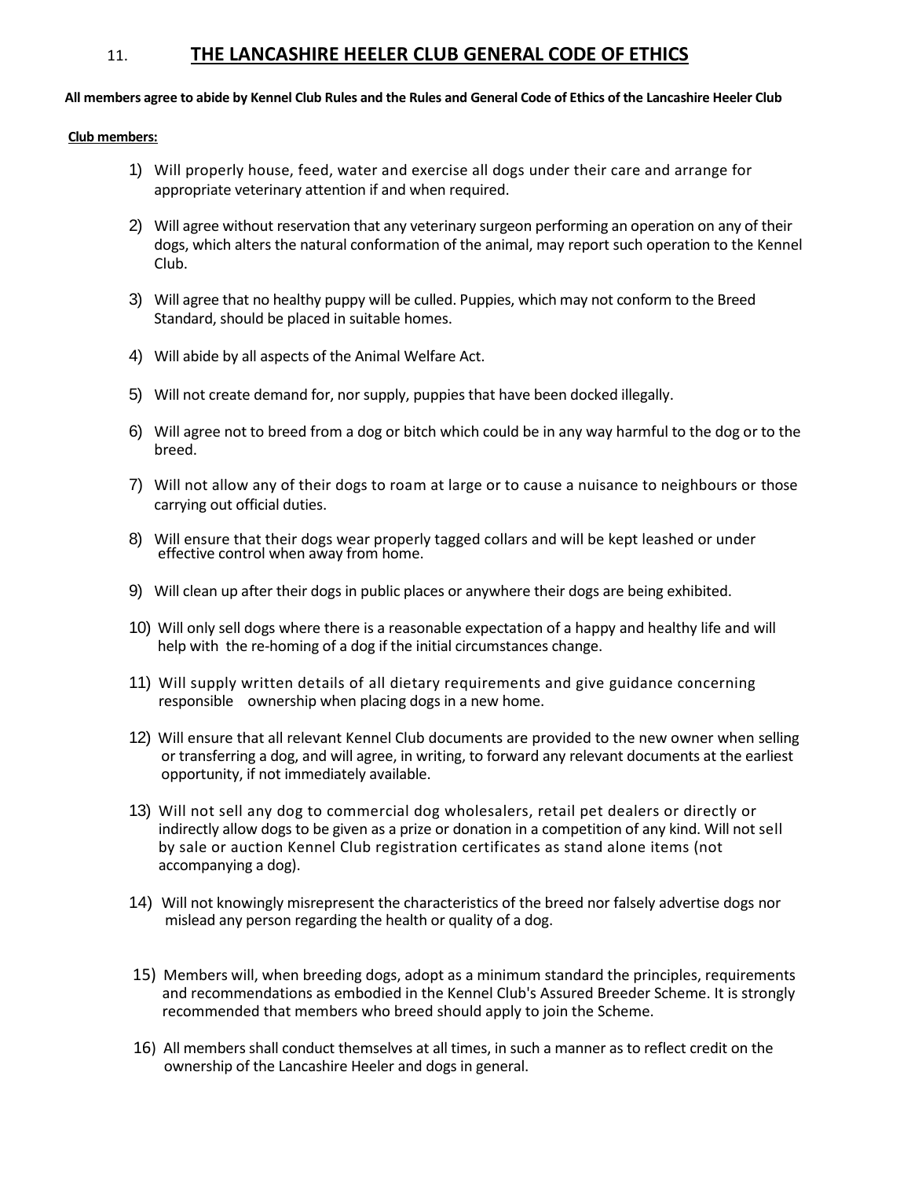## 11. THE LANCASHIRE HEELER CLUB GENERAL CODE OF ETHICS

**All members agree to abide by Kennel Club Rules and the Rules and General Code of Ethics of the Lancashire Heeler Club**

**Club members:**

1) Will properly house, feed, water and exercise all dogs under their care and arrange for appropriate veterinary attention if and when required.

2) Will agree without reservation that any veterinary surgeon performing an operation on any of their dogs, which alters the natural conformation of the animal, may report such operation to the Kennel Club.

3) Will agree that no healthy puppy will be culled. Puppies, which may not conform to the Breed Standard, should be placed in suitable homes.

4) Will abide by all aspects of the Animal Welfare Act.

5) Will not create demand for, nor supply, puppies that have been docked illegally.

6) Will agree not to breed from a dog or bitch which could be in any way harmful to the dog or to the breed.

7) Will not allow any of their dogs to roam at large or to cause a nuisance to neighbours or those carrying out official duties.

8) Will ensure that their dogs wear properly tagged collars and will be kept leashed or under effective control when away from home.

9) Will clean up after their dogs in public places or anywhere their dogs are being exhibited.

10) Will only sell dogs where there is a reasonable expectation of a happy and healthy life and will help with the re-homing of a dog if the initial circumstances change.

11) Will supply written details of all dietary requirements and give guidance concerning responsible ownership when placing dogs in a new home.

12) Will ensure that all relevant Kennel Club documents are provided to the new owner when selling or transferring a dog, and will agree, in writing, to forward any relevant documents at the earliest opportunity, if not immediately available.

13) Will not sell any dog to commercial dog wholesalers, retail pet dealers or directly or indirectly allow dogs to be given as a prize or donation in a competition of any kind. Will not sell by sale or auction Kennel Club registration certificates as stand alone items (not accompanying a dog).

14) Will not knowingly misrepresent the characteristics of the breed nor falsely advertise dogs nor mislead any person regarding the health or quality of a dog.

15) Members will, when breeding dogs, adopt as a minimum standard the principles, requirements and recommendations as embodied in the Kennel Club's Assured Breeder Scheme. It is strongly recommended that members who breed should apply to join the Scheme.

16) All members shall conduct themselves at all times, in such a manner as to reflect credit on the ownership of the Lancashire Heeler and dogs in general.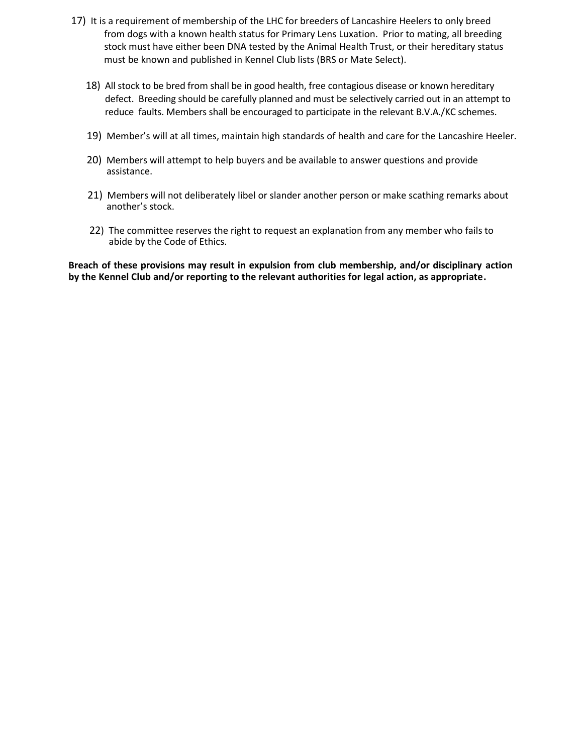17) It is a requirement of membership of the LHC for breeders of Lancashire Heelers to only breed from dogs with a known health status for Primary Lens Luxation. Prior to mating, all breeding stock must have either been DNA tested by the Animal Health Trust, or their hereditary status must be known and published in Kennel Club lists (BRS or Mate Select).

18) All stock to be bred from shall be in good health, free contagious disease or known hereditary defect. Breeding should be carefully planned and must be selectively carried out in an attempt to reduce faults. Members shall be encouraged to participate in the relevant B.V.A./KC schemes.

19) Member's will at all times, maintain high standards of health and care for the Lancashire Heeler.

20) Members will attempt to help buyers and be available to answer questions and provide assistance.

21) Members will not deliberately libel or slander another person or make scathing remarks about another's stock.

22) The committee reserves the right to request an explanation from any member who fails to abide by the Code of Ethics.

**Breach of these provisions may result in expulsion from club membership, and/or disciplinary action by the Kennel Club and/or reporting to the relevant authorities for legal action, as appropriate.**